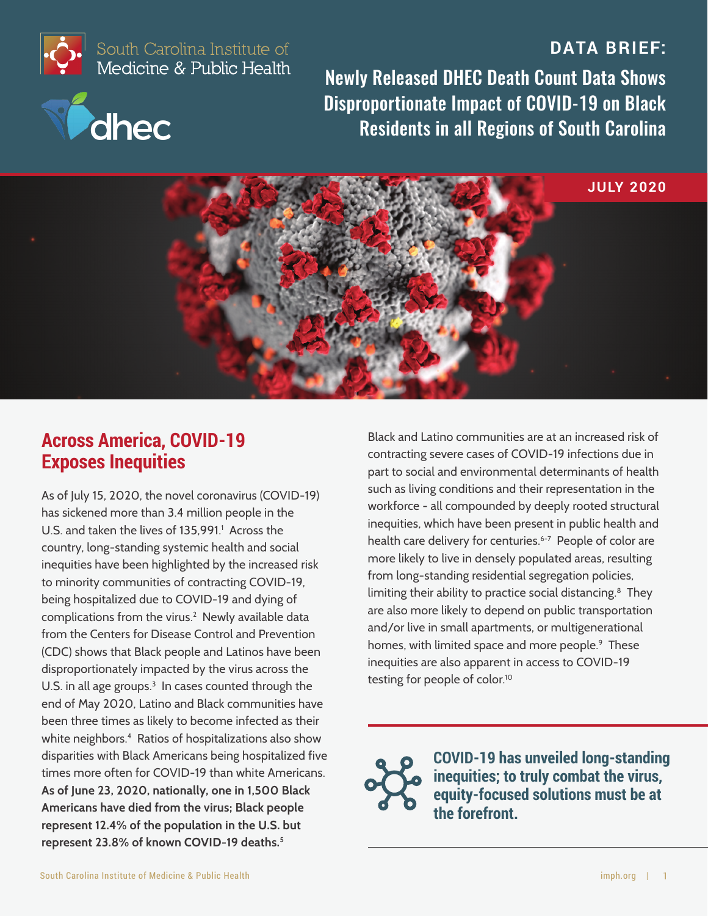South Carolina Institute of Medicine & Public Health

dhec

# DATA BRIEF: Newly Released DHEC Death Count Data Shows Disproportionate Impact of COVID-19 on Black Residents in all Regions of South Carolina

JULY 2020

## Across America, COVID-19 Exposes Inequities

As of July 15, 2020, the novel coronavirus (COVID-19) has sickened more than 3.4 million people in the U.S. and taken the lives of 135,991.[1] Across the country, long-standing systemic health and social inequities have been highlighted by the increased risk to minority communities of contracting COVID-19, being hospitalized due to COVID-19 and dying of complications from the virus.[2] Newly available data from the Centers for Disease Control and Prevention (CDC) shows that Black people and Latinos have been disproportionately impacted by the virus across the U.S. in all age groups.[3] In cases counted through the end of May 2020, Latino and Black communities have been three times as likely to become infected as their white neighbors.[4] Ratios of hospitalizations also show disparities with Black Americans being hospitalized five times more often for COVID-19 than white Americans. **As of June 23, 2020, nationally, one in 1,500 Black Americans have died from the virus; Black people represent 12.4% of the population in the U.S. but represent 23.8% of known COVID-19 deaths.**[5]

Black and Latino communities are at an increased risk of contracting severe cases of COVID-19 infections due in part to social and environmental determinants of health such as living conditions and their representation in the workforce - all compounded by deeply rooted structural inequities, which have been present in public health and health care delivery for centuries.[6-7] People of color are more likely to live in densely populated areas, resulting from long-standing residential segregation policies, limiting their ability to practice social distancing.[8] They are also more likely to depend on public transportation and/or live in small apartments, or multigenerational homes, with limited space and more people.[9] These inequities are also apparent in access to COVID-19 testing for people of color.[10]

**COVID-19 has unveiled long-standing inequities; to truly combat the virus, equity-focused solutions must be at the forefront.**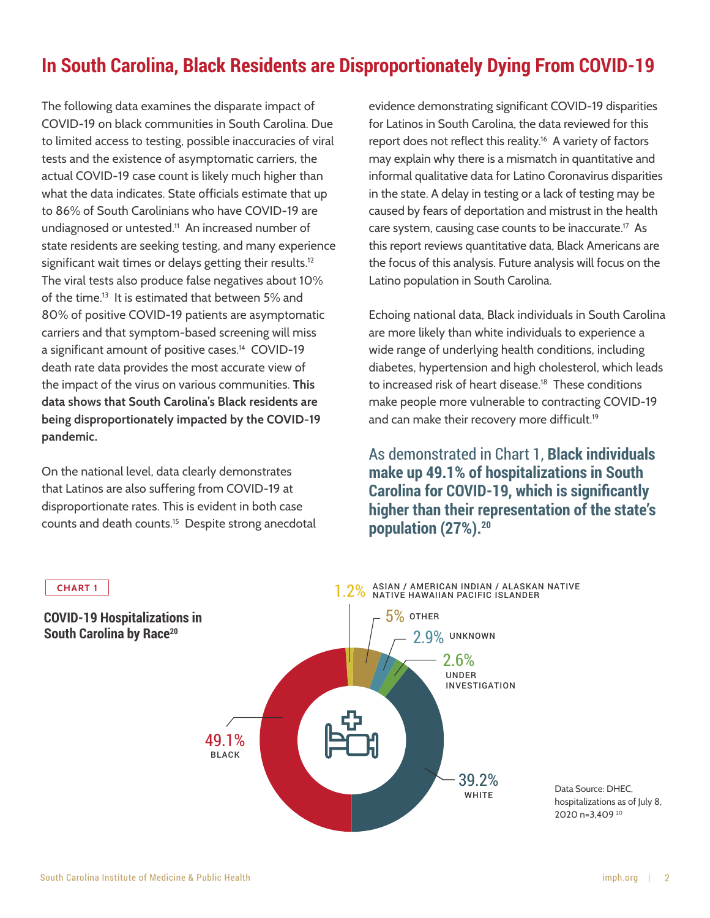# In South Carolina, Black Residents are Disproportionately Dying From COVID-19

The following data examines the disparate impact of COVID-19 on black communities in South Carolina. Due to limited access to testing, possible inaccuracies of viral tests and the existence of asymptomatic carriers, the actual COVID-19 case count is likely much higher than what the data indicates. State officials estimate that up to 86% of South Carolinians who have COVID-19 are undiagnosed or untested.[11] An increased number of state residents are seeking testing, and many experience significant wait times or delays getting their results.[12] The viral tests also produce false negatives about 10% of the time.[13] It is estimated that between 5% and 80% of positive COVID-19 patients are asymptomatic carriers and that symptom-based screening will miss a significant amount of positive cases.[14] COVID-19 death rate data provides the most accurate view of the impact of the virus on various communities. **This data shows that South Carolina's Black residents are being disproportionately impacted by the COVID-19 pandemic.**

On the national level, data clearly demonstrates that Latinos are also suffering from COVID-19 at disproportionate rates. This is evident in both case counts and death counts.[15] Despite strong anecdotal evidence demonstrating significant COVID-19 disparities for Latinos in South Carolina, the data reviewed for this report does not reflect this reality.[16] A variety of factors may explain why there is a mismatch in quantitative and informal qualitative data for Latino Coronavirus disparities in the state. A delay in testing or a lack of testing may be caused by fears of deportation and mistrust in the health care system, causing case counts to be inaccurate.[17] As this report reviews quantitative data, Black Americans are the focus of this analysis. Future analysis will focus on the Latino population in South Carolina.

Echoing national data, Black individuals in South Carolina are more likely than white individuals to experience a wide range of underlying health conditions, including diabetes, hypertension and high cholesterol, which leads to increased risk of heart disease.[18] These conditions make people more vulnerable to contracting COVID-19 and can make their recovery more difficult.[19]

As demonstrated in Chart 1, **Black individuals make up 49.1% of hospitalizations in South Carolina for COVID-19, which is significantly higher than their representation of the state's population (27%).[20]**

CHART 1

**COVID-19 Hospitalizations in South Carolina by Race[20]**

| Race | Percentage |
| --- | --- |
| Black | 49.1% |
| White | 39.2% |
| Other | 5% |
| Unknown | 2.9% |
| Under Investigation | 2.6% |
| Asian / American Indian / Alaskan Native Native Hawaiian Pacific Islander | 1.2% |

Data Source: DHEC, hospitalizations as of July 8, 2020 n=3,409 [20]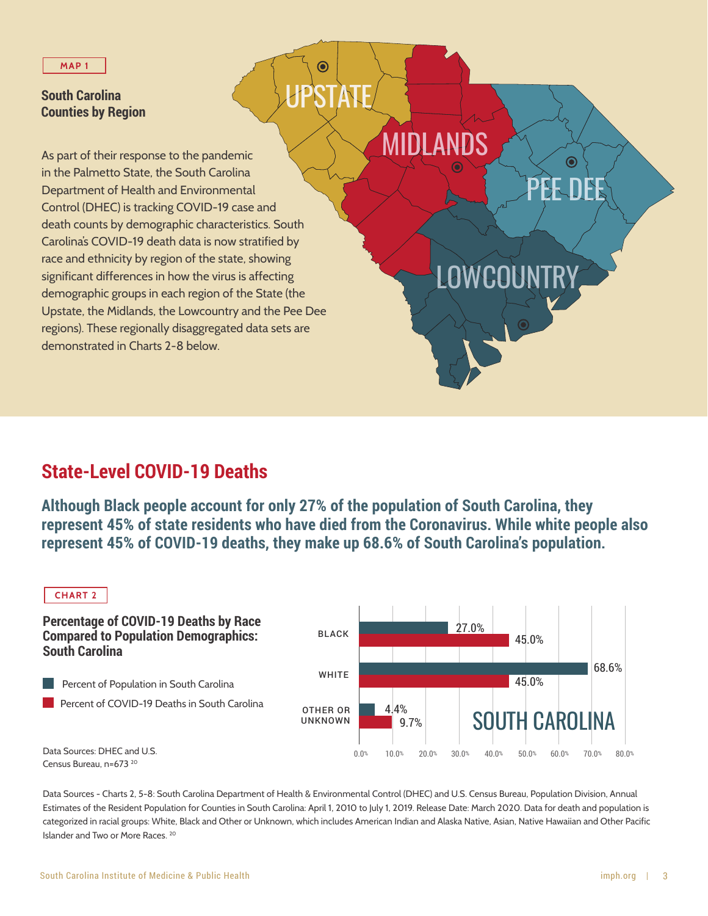MAP 1

**South Carolina Counties by Region**

As part of their response to the pandemic in the Palmetto State, the South Carolina Department of Health and Environmental Control (DHEC) is tracking COVID-19 case and death counts by demographic characteristics. South Carolina's COVID-19 death data is now stratified by race and ethnicity by region of the state, showing significant differences in how the virus is affecting demographic groups in each region of the State (the Upstate, the Midlands, the Lowcountry and the Pee Dee regions). These regionally disaggregated data sets are demonstrated in Charts 2-8 below.

UPSTATE

MIDLANDS

PEE DEE

LOWCOUNTRY

## State-Level COVID-19 Deaths

**Although Black people account for only 27% of the population of South Carolina, they represent 45% of state residents who have died from the Coronavirus. While white people also represent 45% of COVID-19 deaths, they make up 68.6% of South Carolina's population.**

CHART 2

**Percentage of COVID-19 Deaths by Race Compared to Population Demographics: South Carolina**

SOUTH CAROLINA

| | Percent of Population in South Carolina | Percent of COVID-19 Deaths in South Carolina |
|---|---|---|
| BLACK | 27.0% | 45.0% |
| WHITE | 68.6% | 45.0% |
| OTHER OR UNKNOWN | 4.4% | 9.7% |

Data Sources: DHEC and U.S. Census Bureau, n=673 [20]

Data Sources - Charts 2, 5-8: South Carolina Department of Health & Environmental Control (DHEC) and U.S. Census Bureau, Population Division, Annual Estimates of the Resident Population for Counties in South Carolina: April 1, 2010 to July 1, 2019. Release Date: March 2020. Data for death and population is categorized in racial groups: White, Black and Other or Unknown, which includes American Indian and Alaska Native, Asian, Native Hawaiian and Other Pacific Islander and Two or More Races. [20]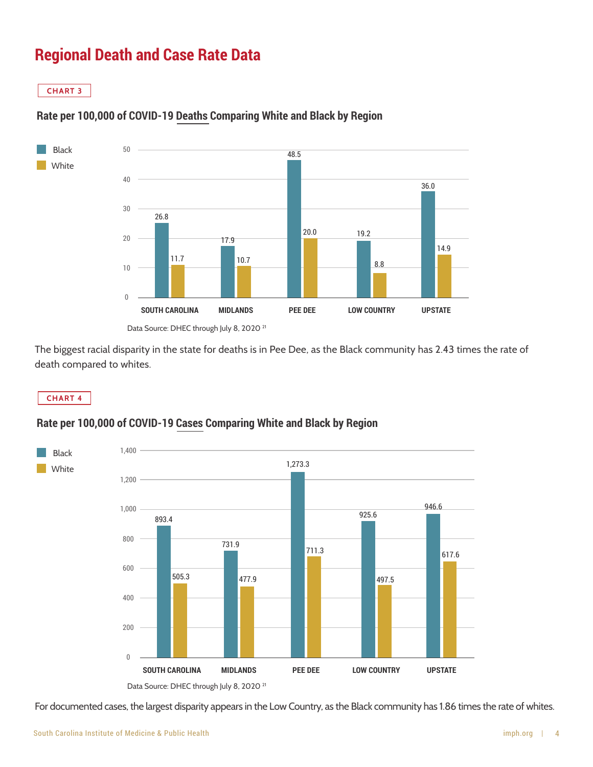# Regional Death and Case Rate Data

**CHART 3**

### Rate per 100,000 of COVID-19 Deaths Comparing White and Black by Region

| Region | Black | White |
|---|---|---|
| SOUTH CAROLINA | 26.8 | 11.7 |
| MIDLANDS | 17.9 | 10.7 |
| PEE DEE | 48.5 | 20.0 |
| LOW COUNTRY | 19.2 | 8.8 |
| UPSTATE | 36.0 | 14.9 |

Data Source: DHEC through July 8, 2020 [21]

The biggest racial disparity in the state for deaths is in Pee Dee, as the Black community has 2.43 times the rate of death compared to whites.

**CHART 4**

### Rate per 100,000 of COVID-19 Cases Comparing White and Black by Region

| Region | Black | White |
|---|---|---|
| SOUTH CAROLINA | 893.4 | 505.3 |
| MIDLANDS | 731.9 | 477.9 |
| PEE DEE | 1,273.3 | 711.3 |
| LOW COUNTRY | 925.6 | 497.5 |
| UPSTATE | 946.6 | 617.6 |

Data Source: DHEC through July 8, 2020 [21]

For documented cases, the largest disparity appears in the Low Country, as the Black community has 1.86 times the rate of whites.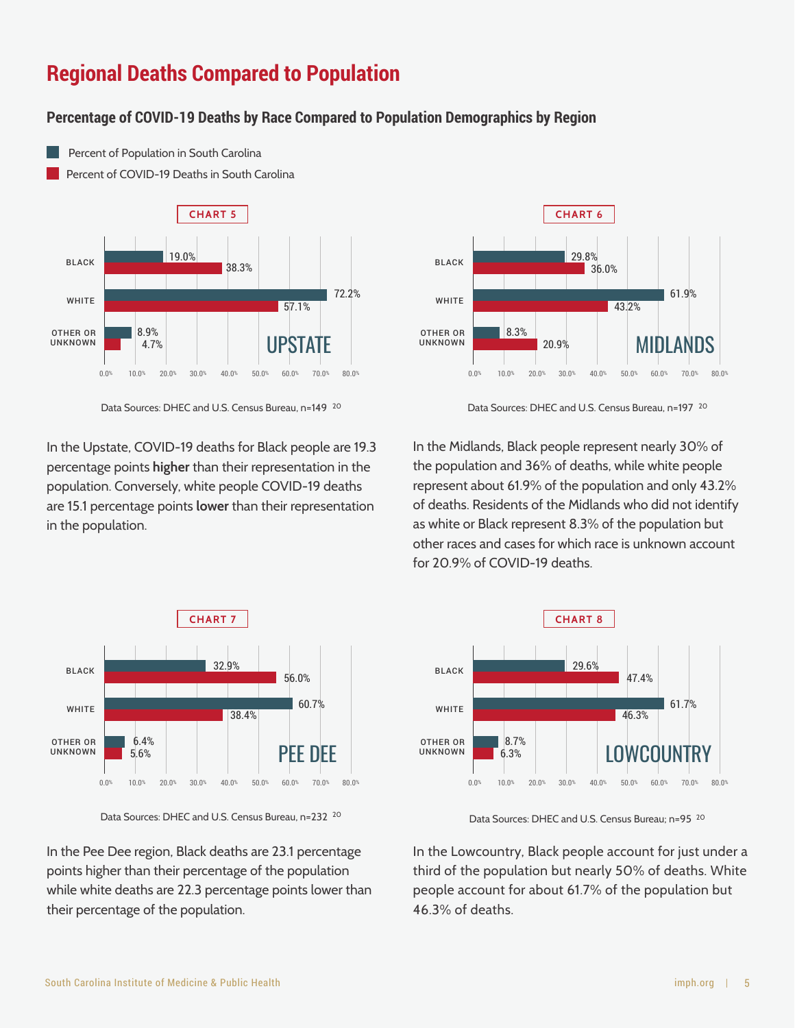# Regional Deaths Compared to Population

### Percentage of COVID-19 Deaths by Race Compared to Population Demographics by Region

**CHART 5 — UPSTATE**

| | Percent of Population in South Carolina | Percent of COVID-19 Deaths in South Carolina |
|---|---|---|
| BLACK | 19.0% | 38.3% |
| WHITE | 72.2% | 57.1% |
| OTHER OR UNKNOWN | 8.9% | 4.7% |

Data Sources: DHEC and U.S. Census Bureau, n=149 [20]

In the Upstate, COVID-19 deaths for Black people are 19.3 percentage points **higher** than their representation in the population. Conversely, white people COVID-19 deaths are 15.1 percentage points **lower** than their representation in the population.

**CHART 6 — MIDLANDS**

| | Percent of Population in South Carolina | Percent of COVID-19 Deaths in South Carolina |
|---|---|---|
| BLACK | 29.8% | 36.0% |
| WHITE | 61.9% | 43.2% |
| OTHER OR UNKNOWN | 8.3% | 20.9% |

Data Sources: DHEC and U.S. Census Bureau, n=197 [20]

In the Midlands, Black people represent nearly 30% of the population and 36% of deaths, while white people represent about 61.9% of the population and only 43.2% of deaths. Residents of the Midlands who did not identify as white or Black represent 8.3% of the population but other races and cases for which race is unknown account for 20.9% of COVID-19 deaths.

**CHART 7 — PEE DEE**

| | Percent of Population in South Carolina | Percent of COVID-19 Deaths in South Carolina |
|---|---|---|
| BLACK | 32.9% | 56.0% |
| WHITE | 60.7% | 38.4% |
| OTHER OR UNKNOWN | 6.4% | 5.6% |

Data Sources: DHEC and U.S. Census Bureau, n=232 [20]

In the Pee Dee region, Black deaths are 23.1 percentage points higher than their percentage of the population while white deaths are 22.3 percentage points lower than their percentage of the population.

**CHART 8 — LOWCOUNTRY**

| | Percent of Population in South Carolina | Percent of COVID-19 Deaths in South Carolina |
|---|---|---|
| BLACK | 29.6% | 47.4% |
| WHITE | 61.7% | 46.3% |
| OTHER OR UNKNOWN | 8.7% | 6.3% |

Data Sources: DHEC and U.S. Census Bureau; n=95 [20]

In the Lowcountry, Black people account for just under a third of the population but nearly 50% of deaths. White people account for about 61.7% of the population but 46.3% of deaths.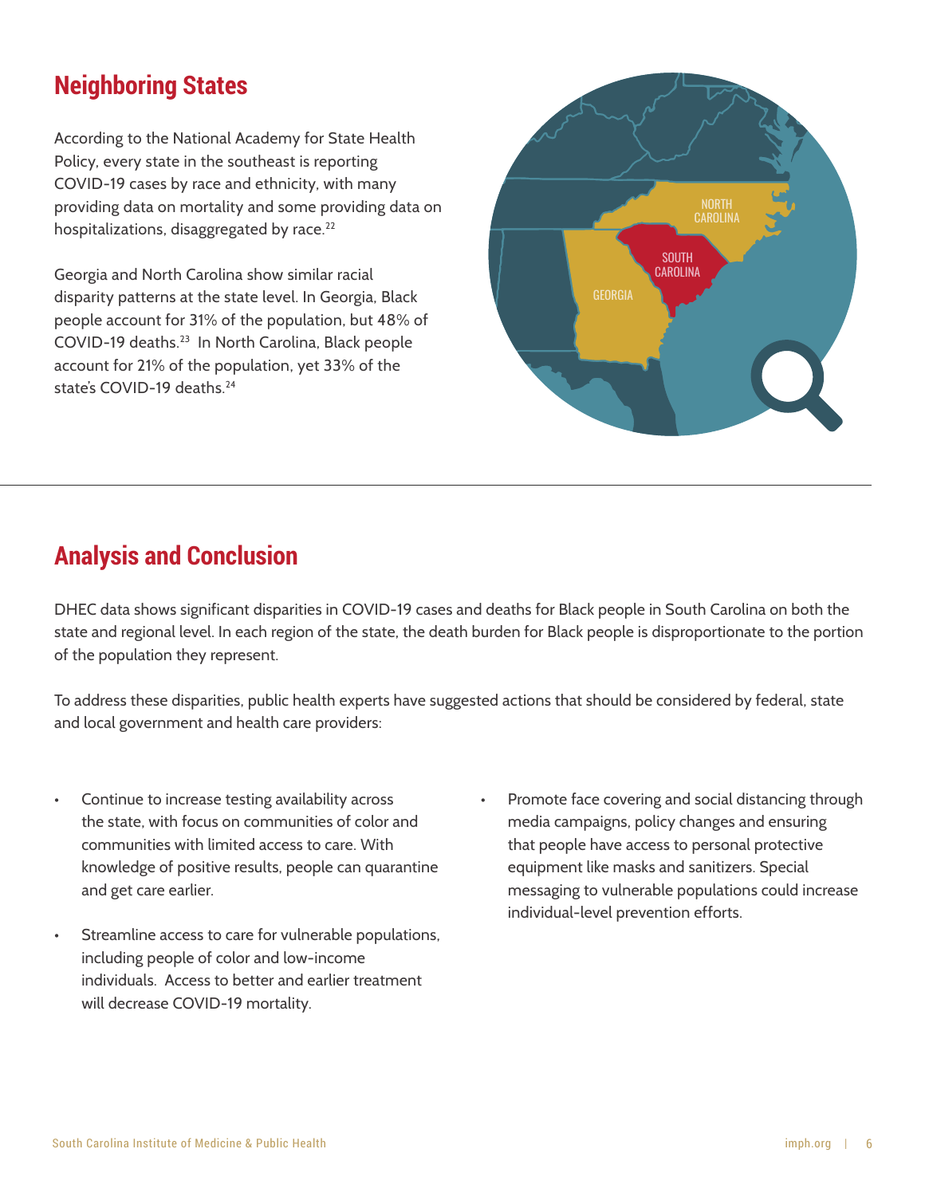## Neighboring States

According to the National Academy for State Health Policy, every state in the southeast is reporting COVID-19 cases by race and ethnicity, with many providing data on mortality and some providing data on hospitalizations, disaggregated by race.[22]

Georgia and North Carolina show similar racial disparity patterns at the state level. In Georgia, Black people account for 31% of the population, but 48% of COVID-19 deaths.[23] In North Carolina, Black people account for 21% of the population, yet 33% of the state's COVID-19 deaths.[24]

## Analysis and Conclusion

DHEC data shows significant disparities in COVID-19 cases and deaths for Black people in South Carolina on both the state and regional level. In each region of the state, the death burden for Black people is disproportionate to the portion of the population they represent.

To address these disparities, public health experts have suggested actions that should be considered by federal, state and local government and health care providers:

- Continue to increase testing availability across the state, with focus on communities of color and communities with limited access to care. With knowledge of positive results, people can quarantine and get care earlier.
- Streamline access to care for vulnerable populations, including people of color and low-income individuals. Access to better and earlier treatment will decrease COVID-19 mortality.
- Promote face covering and social distancing through media campaigns, policy changes and ensuring that people have access to personal protective equipment like masks and sanitizers. Special messaging to vulnerable populations could increase individual-level prevention efforts.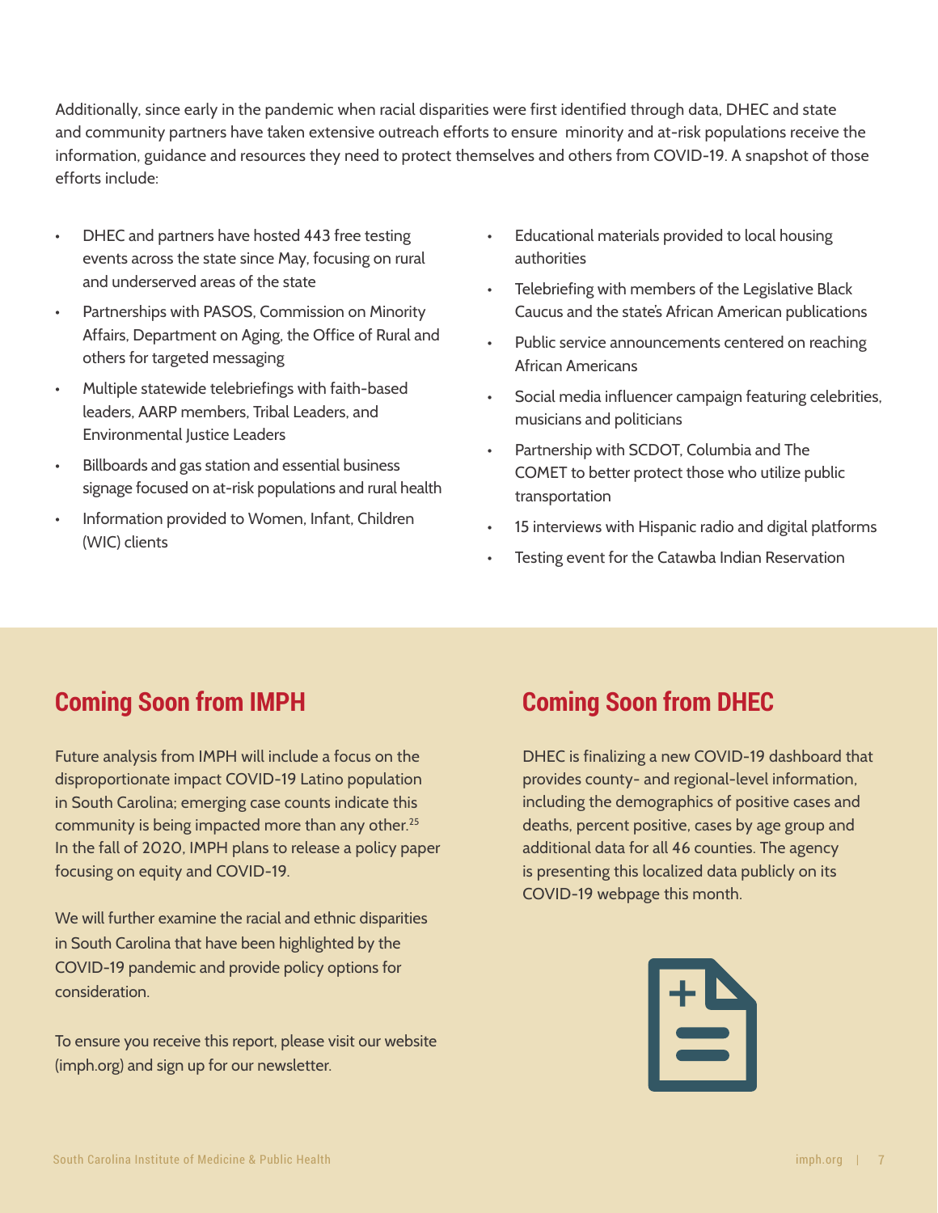Additionally, since early in the pandemic when racial disparities were first identified through data, DHEC and state and community partners have taken extensive outreach efforts to ensure minority and at-risk populations receive the information, guidance and resources they need to protect themselves and others from COVID-19. A snapshot of those efforts include:

- DHEC and partners have hosted 443 free testing events across the state since May, focusing on rural and underserved areas of the state
- Partnerships with PASOS, Commission on Minority Affairs, Department on Aging, the Office of Rural and others for targeted messaging
- Multiple statewide telebriefings with faith-based leaders, AARP members, Tribal Leaders, and Environmental Justice Leaders
- Billboards and gas station and essential business signage focused on at-risk populations and rural health
- Information provided to Women, Infant, Children (WIC) clients
- Educational materials provided to local housing authorities
- Telebriefing with members of the Legislative Black Caucus and the state's African American publications
- Public service announcements centered on reaching African Americans
- Social media influencer campaign featuring celebrities, musicians and politicians
- Partnership with SCDOT, Columbia and The COMET to better protect those who utilize public transportation
- 15 interviews with Hispanic radio and digital platforms
- Testing event for the Catawba Indian Reservation

## Coming Soon from IMPH

Future analysis from IMPH will include a focus on the disproportionate impact COVID-19 Latino population in South Carolina; emerging case counts indicate this community is being impacted more than any other.[25] In the fall of 2020, IMPH plans to release a policy paper focusing on equity and COVID-19.

We will further examine the racial and ethnic disparities in South Carolina that have been highlighted by the COVID-19 pandemic and provide policy options for consideration.

To ensure you receive this report, please visit our website (imph.org) and sign up for our newsletter.

## Coming Soon from DHEC

DHEC is finalizing a new COVID-19 dashboard that provides county- and regional-level information, including the demographics of positive cases and deaths, percent positive, cases by age group and additional data for all 46 counties. The agency is presenting this localized data publicly on its COVID-19 webpage this month.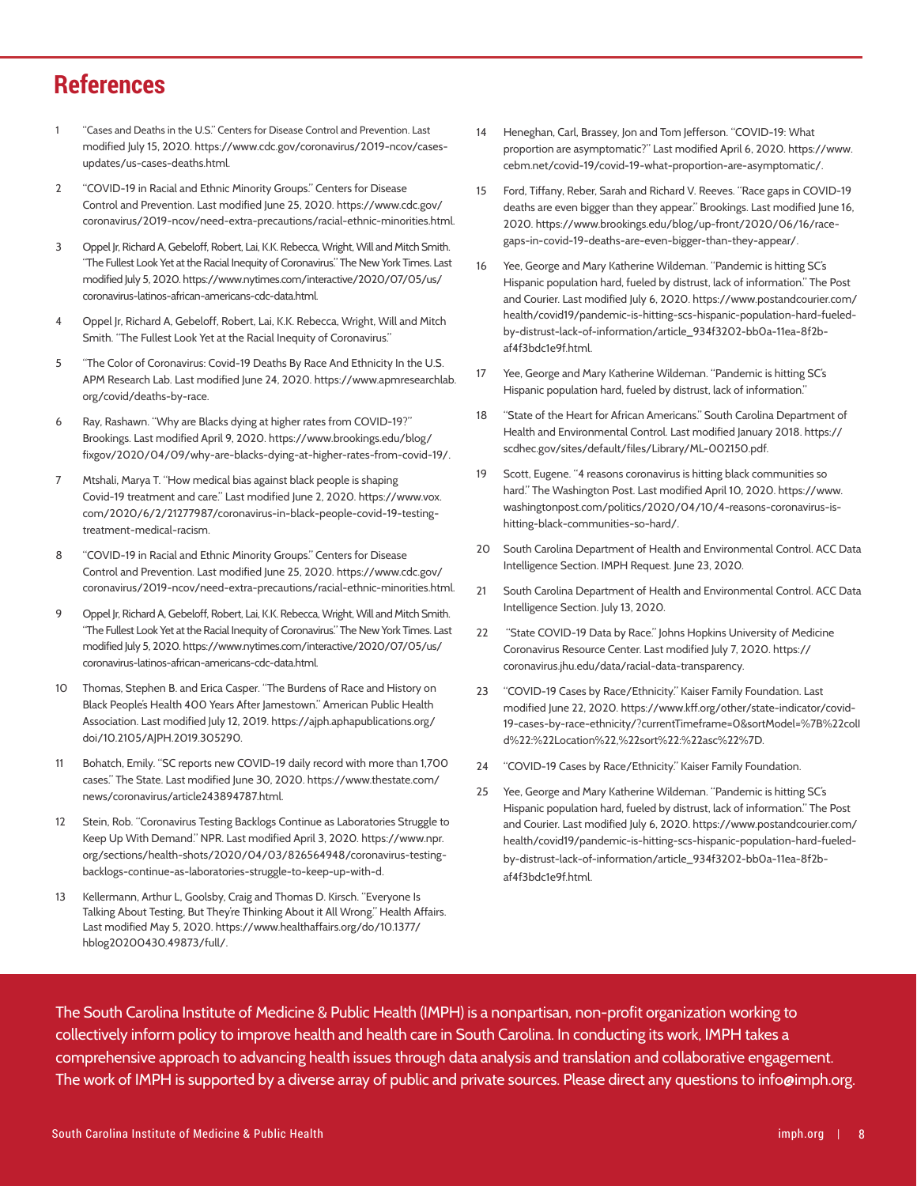# References

1. "Cases and Deaths in the U.S." Centers for Disease Control and Prevention. Last modified July 15, 2020. https://www.cdc.gov/coronavirus/2019-ncov/cases-updates/us-cases-deaths.html.

2. "COVID-19 in Racial and Ethnic Minority Groups." Centers for Disease Control and Prevention. Last modified June 25, 2020. https://www.cdc.gov/coronavirus/2019-ncov/need-extra-precautions/racial-ethnic-minorities.html.

3. Oppel Jr, Richard A, Gebeloff, Robert, Lai, K.K. Rebecca, Wright, Will and Mitch Smith. "The Fullest Look Yet at the Racial Inequity of Coronavirus." The New York Times. Last modified July 5, 2020. https://www.nytimes.com/interactive/2020/07/05/us/coronavirus-latinos-african-americans-cdc-data.html.

4. Oppel Jr, Richard A, Gebeloff, Robert, Lai, K.K. Rebecca, Wright, Will and Mitch Smith. "The Fullest Look Yet at the Racial Inequity of Coronavirus."

5. "The Color of Coronavirus: Covid-19 Deaths By Race And Ethnicity In the U.S. APM Research Lab. Last modified June 24, 2020. https://www.apmresearchlab.org/covid/deaths-by-race.

6. Ray, Rashawn. "Why are Blacks dying at higher rates from COVID-19?" Brookings. Last modified April 9, 2020. https://www.brookings.edu/blog/fixgov/2020/04/09/why-are-blacks-dying-at-higher-rates-from-covid-19/.

7. Mtshali, Marya T. "How medical bias against black people is shaping Covid-19 treatment and care." Last modified June 2, 2020. https://www.vox.com/2020/6/2/21277987/coronavirus-in-black-people-covid-19-testing-treatment-medical-racism.

8. "COVID-19 in Racial and Ethnic Minority Groups." Centers for Disease Control and Prevention. Last modified June 25, 2020. https://www.cdc.gov/coronavirus/2019-ncov/need-extra-precautions/racial-ethnic-minorities.html.

9. Oppel Jr, Richard A, Gebeloff, Robert, Lai, K.K. Rebecca, Wright, Will and Mitch Smith. "The Fullest Look Yet at the Racial Inequity of Coronavirus." The New York Times. Last modified July 5, 2020. https://www.nytimes.com/interactive/2020/07/05/us/coronavirus-latinos-african-americans-cdc-data.html.

10. Thomas, Stephen B. and Erica Casper. "The Burdens of Race and History on Black People's Health 400 Years After Jamestown." American Public Health Association. Last modified July 12, 2019. https://ajph.aphapublications.org/doi/10.2105/AJPH.2019.305290.

11. Bohatch, Emily. "SC reports new COVID-19 daily record with more than 1,700 cases." The State. Last modified June 30, 2020. https://www.thestate.com/news/coronavirus/article243894787.html.

12. Stein, Rob. "Coronavirus Testing Backlogs Continue as Laboratories Struggle to Keep Up With Demand." NPR. Last modified April 3, 2020. https://www.npr.org/sections/health-shots/2020/04/03/826564948/coronavirus-testing-backlogs-continue-as-laboratories-struggle-to-keep-up-with-d.

13. Kellermann, Arthur L, Goolsby, Craig and Thomas D. Kirsch. "Everyone Is Talking About Testing, But They're Thinking About it All Wrong." Health Affairs. Last modified May 5, 2020. https://www.healthaffairs.org/do/10.1377/hblog20200430.49873/full/.

14. Heneghan, Carl, Brassey, Jon and Tom Jefferson. "COVID-19: What proportion are asymptomatic?" Last modified April 6, 2020. https://www.cebm.net/covid-19/covid-19-what-proportion-are-asymptomatic/.

15. Ford, Tiffany, Reber, Sarah and Richard V. Reeves. "Race gaps in COVID-19 deaths are even bigger than they appear." Brookings. Last modified June 16, 2020. https://www.brookings.edu/blog/up-front/2020/06/16/race-gaps-in-covid-19-deaths-are-even-bigger-than-they-appear/.

16. Yee, George and Mary Katherine Wildeman. "Pandemic is hitting SC's Hispanic population hard, fueled by distrust, lack of information." The Post and Courier. Last modified July 6, 2020. https://www.postandcourier.com/health/covid19/pandemic-is-hitting-scs-hispanic-population-hard-fueled-by-distrust-lack-of-information/article_934f3202-bb0a-11ea-8f2b-af4f3bdc1e9f.html.

17. Yee, George and Mary Katherine Wildeman. "Pandemic is hitting SC's Hispanic population hard, fueled by distrust, lack of information."

18. "State of the Heart for African Americans." South Carolina Department of Health and Environmental Control. Last modified January 2018. https://scdhec.gov/sites/default/files/Library/ML-002150.pdf.

19. Scott, Eugene. "4 reasons coronavirus is hitting black communities so hard." The Washington Post. Last modified April 10, 2020. https://www.washingtonpost.com/politics/2020/04/10/4-reasons-coronavirus-is-hitting-black-communities-so-hard/.

20. South Carolina Department of Health and Environmental Control. ACC Data Intelligence Section. IMPH Request. June 23, 2020.

21. South Carolina Department of Health and Environmental Control. ACC Data Intelligence Section. July 13, 2020.

22. "State COVID-19 Data by Race." Johns Hopkins University of Medicine Coronavirus Resource Center. Last modified July 7, 2020. https://coronavirus.jhu.edu/data/racial-data-transparency.

23. "COVID-19 Cases by Race/Ethnicity." Kaiser Family Foundation. Last modified June 22, 2020. https://www.kff.org/other/state-indicator/covid-19-cases-by-race-ethnicity/?currentTimeframe=0&sortModel=%7B%22colId%22:%22Location%22,%22sort%22:%22asc%22%7D.

24. "COVID-19 Cases by Race/Ethnicity." Kaiser Family Foundation.

25. Yee, George and Mary Katherine Wildeman. "Pandemic is hitting SC's Hispanic population hard, fueled by distrust, lack of information." The Post and Courier. Last modified July 6, 2020. https://www.postandcourier.com/health/covid19/pandemic-is-hitting-scs-hispanic-population-hard-fueled-by-distrust-lack-of-information/article_934f3202-bb0a-11ea-8f2b-af4f3bdc1e9f.html.

The South Carolina Institute of Medicine & Public Health (IMPH) is a nonpartisan, non-profit organization working to collectively inform policy to improve health and health care in South Carolina. In conducting its work, IMPH takes a comprehensive approach to advancing health issues through data analysis and translation and collaborative engagement. The work of IMPH is supported by a diverse array of public and private sources. Please direct any questions to info@imph.org.